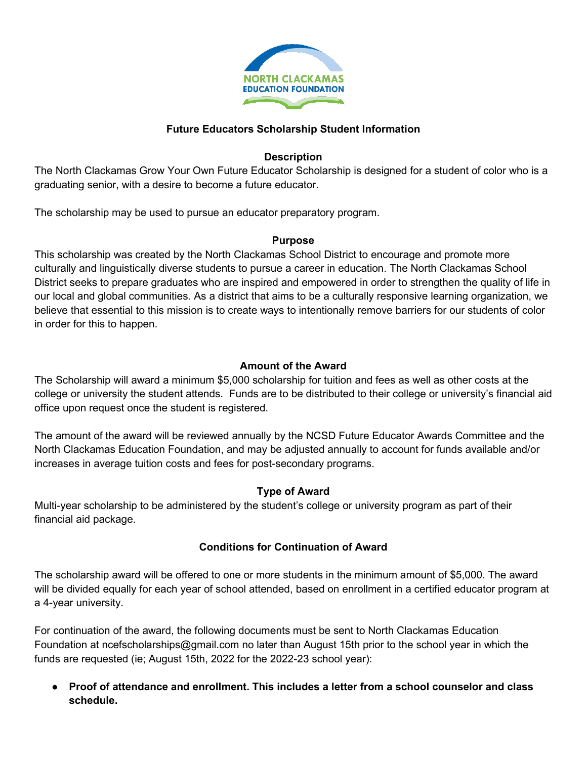NORTH CLACKAMAS EDUCATION FOUNDATION

# Future Educators Scholarship Student Information

## Description

The North Clackamas Grow Your Own Future Educator Scholarship is designed for a student of color who is a graduating senior, with a desire to become a future educator.

The scholarship may be used to pursue an educator preparatory program.

## Purpose

This scholarship was created by the North Clackamas School District to encourage and promote more culturally and linguistically diverse students to pursue a career in education. The North Clackamas School District seeks to prepare graduates who are inspired and empowered in order to strengthen the quality of life in our local and global communities. As a district that aims to be a culturally responsive learning organization, we believe that essential to this mission is to create ways to intentionally remove barriers for our students of color in order for this to happen.

## Amount of the Award

The Scholarship will award a minimum $5,000 scholarship for tuition and fees as well as other costs at the college or university the student attends. Funds are to be distributed to their college or university's financial aid office upon request once the student is registered.

The amount of the award will be reviewed annually by the NCSD Future Educator Awards Committee and the North Clackamas Education Foundation, and may be adjusted annually to account for funds available and/or increases in average tuition costs and fees for post-secondary programs.

## Type of Award

Multi-year scholarship to be administered by the student's college or university program as part of their financial aid package.

## Conditions for Continuation of Award

The scholarship award will be offered to one or more students in the minimum amount of $5,000. The award will be divided equally for each year of school attended, based on enrollment in a certified educator program at a 4-year university.

For continuation of the award, the following documents must be sent to North Clackamas Education Foundation at ncefscholarships@gmail.com no later than August 15th prior to the school year in which the funds are requested (ie; August 15th, 2022 for the 2022-23 school year):

- **Proof of attendance and enrollment. This includes a letter from a school counselor and class schedule.**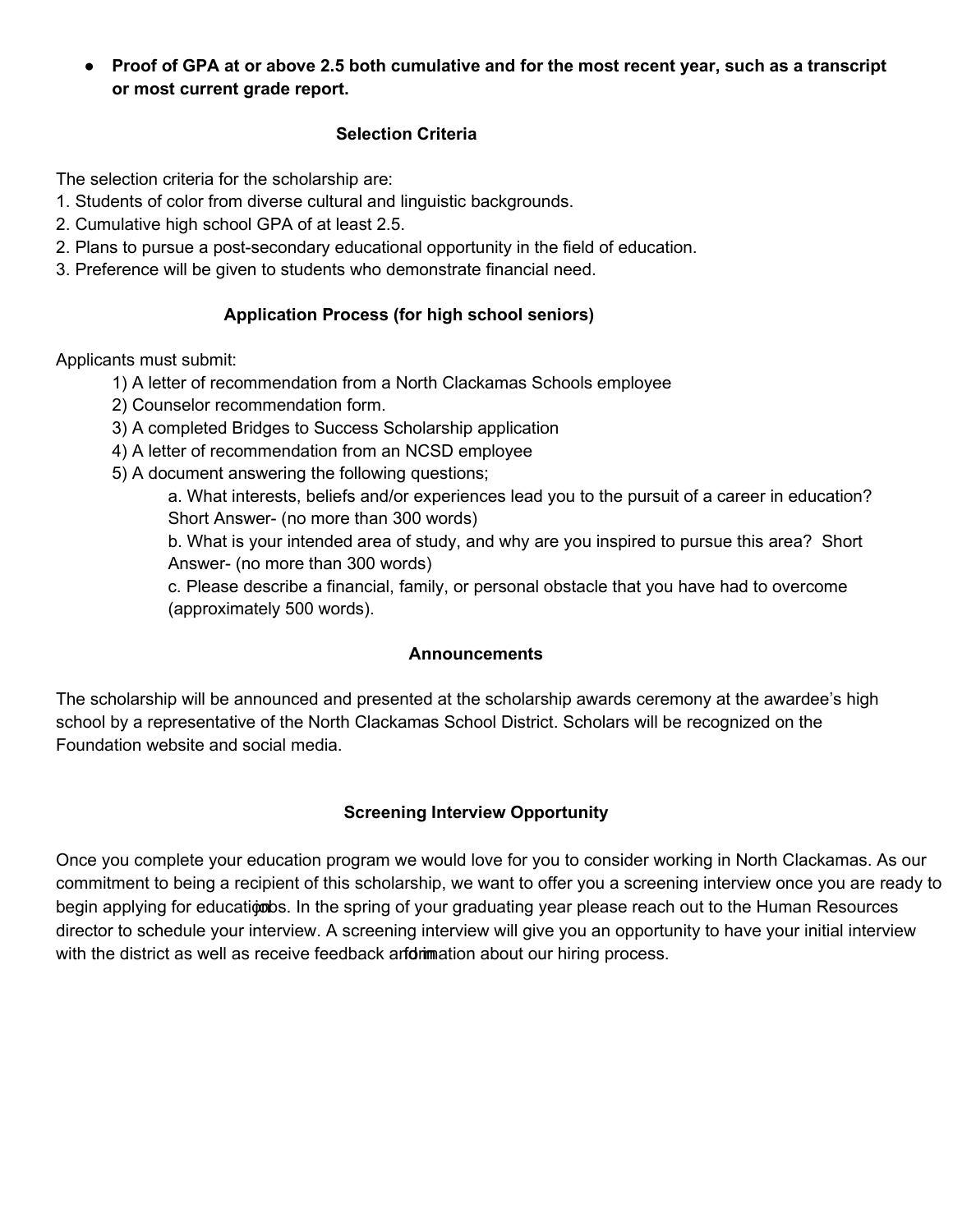- **Proof of GPA at or above 2.5 both cumulative and for the most recent year, such as a transcript or most current grade report.**

### Selection Criteria

The selection criteria for the scholarship are:

1. Students of color from diverse cultural and linguistic backgrounds.
2. Cumulative high school GPA of at least 2.5.
2. Plans to pursue a post-secondary educational opportunity in the field of education.
3. Preference will be given to students who demonstrate financial need.

### Application Process (for high school seniors)

Applicants must submit:

1) A letter of recommendation from a North Clackamas Schools employee
2) Counselor recommendation form.
3) A completed Bridges to Success Scholarship application
4) A letter of recommendation from an NCSD employee
5) A document answering the following questions;
   - a. What interests, beliefs and/or experiences lead you to the pursuit of a career in education? Short Answer- (no more than 300 words)
   - b. What is your intended area of study, and why are you inspired to pursue this area? Short Answer- (no more than 300 words)
   - c. Please describe a financial, family, or personal obstacle that you have had to overcome (approximately 500 words).

### Announcements

The scholarship will be announced and presented at the scholarship awards ceremony at the awardee's high school by a representative of the North Clackamas School District. Scholars will be recognized on the Foundation website and social media.

### Screening Interview Opportunity

Once you complete your education program we would love for you to consider working in North Clackamas. As our commitment to being a recipient of this scholarship, we want to offer you a screening interview once you are ready to begin applying for education jobs. In the spring of your graduating year please reach out to the Human Resources director to schedule your interview. A screening interview will give you an opportunity to have your initial interview with the district as well as receive feedback and information about our hiring process.